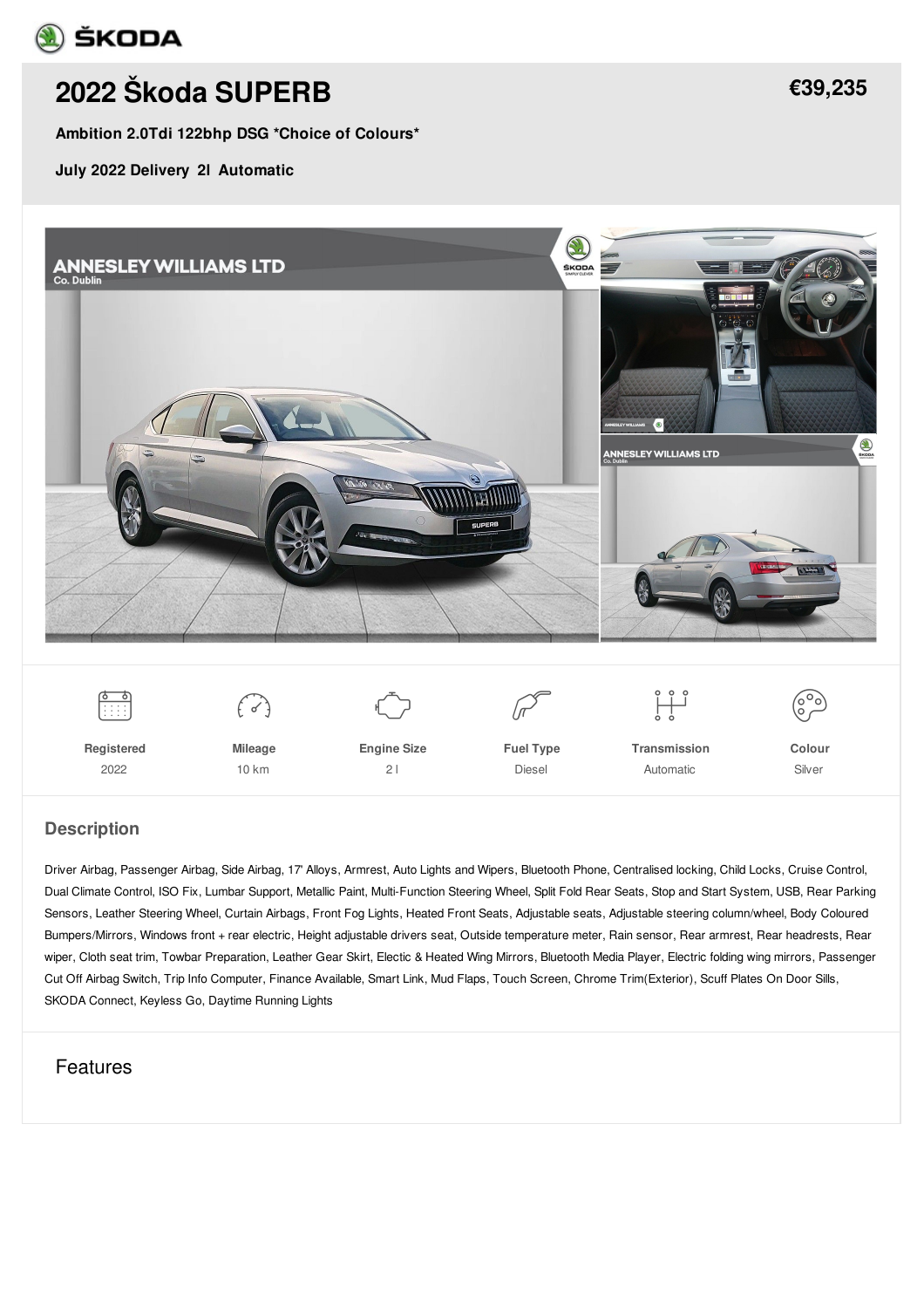# 2022 Škoda SUPERB

**€39,235**

**Ambition 2.0Tdi 122bhp DSG *Choice of Colours***

**July 2022 Delivery 2l Automatic**

| Registered | Mileage | Engine Size | Fuel Type | Transmission | Colour |
|---|---|---|---|---|---|
| 2022 | 10 km | 2 l | Diesel | Automatic | Silver |

## Description

Driver Airbag, Passenger Airbag, Side Airbag, 17' Alloys, Armrest, Auto Lights and Wipers, Bluetooth Phone, Centralised locking, Child Locks, Cruise Control, Dual Climate Control, ISO Fix, Lumbar Support, Metallic Paint, Multi-Function Steering Wheel, Split Fold Rear Seats, Stop and Start System, USB, Rear Parking Sensors, Leather Steering Wheel, Curtain Airbags, Front Fog Lights, Heated Front Seats, Adjustable seats, Adjustable steering column/wheel, Body Coloured Bumpers/Mirrors, Windows front + rear electric, Height adjustable drivers seat, Outside temperature meter, Rain sensor, Rear armrest, Rear headrests, Rear wiper, Cloth seat trim, Towbar Preparation, Leather Gear Skirt, Electic & Heated Wing Mirrors, Bluetooth Media Player, Electric folding wing mirrors, Passenger Cut Off Airbag Switch, Trip Info Computer, Finance Available, Smart Link, Mud Flaps, Touch Screen, Chrome Trim(Exterior), Scuff Plates On Door Sills, SKODA Connect, Keyless Go, Daytime Running Lights

## Features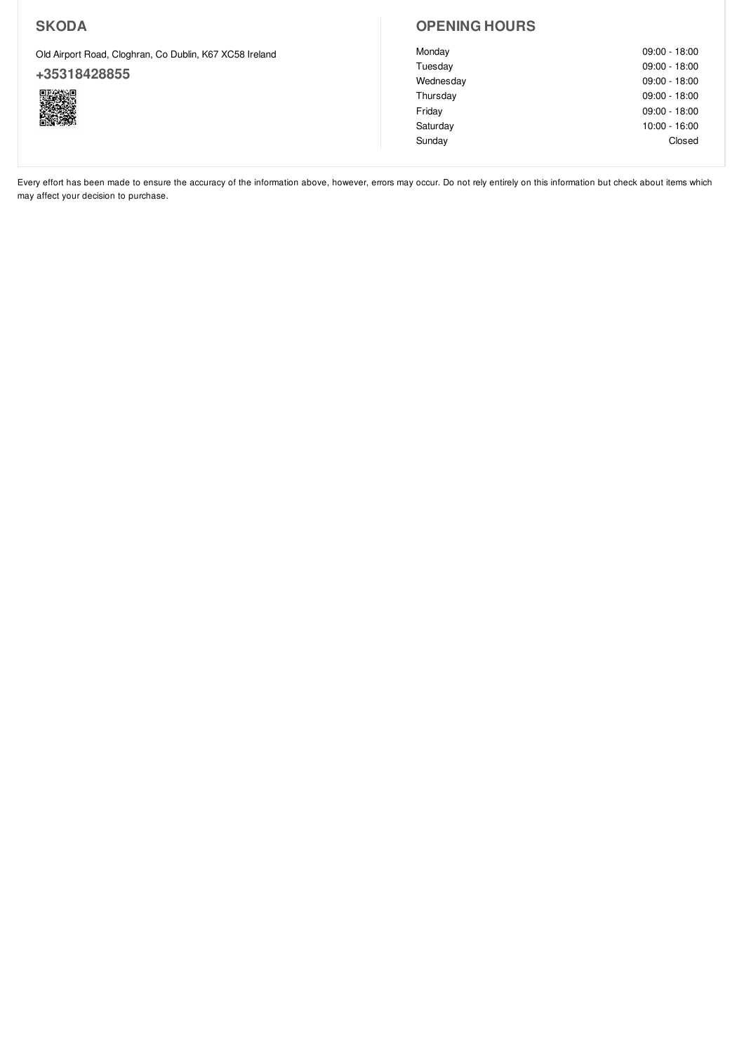## SKODA

Old Airport Road, Cloghran, Co Dublin, K67 XC58 Ireland

**+35318428855**

## OPENING HOURS

| | |
|---|---|
| Monday | 09:00 - 18:00 |
| Tuesday | 09:00 - 18:00 |
| Wednesday | 09:00 - 18:00 |
| Thursday | 09:00 - 18:00 |
| Friday | 09:00 - 18:00 |
| Saturday | 10:00 - 16:00 |
| Sunday | Closed |

Every effort has been made to ensure the accuracy of the information above, however, errors may occur. Do not rely entirely on this information but check about items which may affect your decision to purchase.